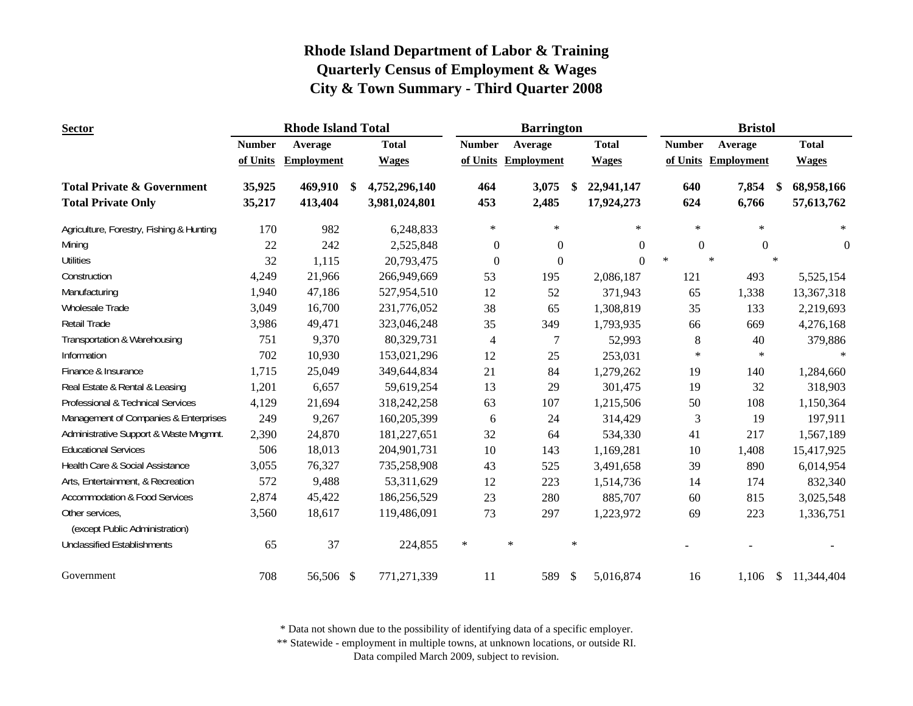# Rhode Island Department of Labor & Training
## Quarterly Census of Employment & Wages
## City & Town Summary - Third Quarter 2008

| Sector | Rhode Island Total | | | Barrington | | | Bristol | | |
|---|---|---|---|---|---|---|---|---|---|
| | Number of Units | Average Employment | Total Wages | Number of Units | Average Employment | Total Wages | Number of Units | Average Employment | Total Wages |
| **Total Private & Government** | **35,925** | **469,910** | **$ 4,752,296,140** | **464** | **3,075** | **$ 22,941,147** | **640** | **7,854** | **$ 68,958,166** |
| **Total Private Only** | **35,217** | **413,404** | **3,981,024,801** | **453** | **2,485** | **17,924,273** | **624** | **6,766** | **57,613,762** |
| Agriculture, Forestry, Fishing & Hunting | 170 | 982 | 6,248,833 | * | * | * | * | * | * |
| Mining | 22 | 242 | 2,525,848 | 0 | 0 | 0 | 0 | 0 | 0 |
| Utilities | 32 | 1,115 | 20,793,475 | 0 | 0 | 0 | * | * | * |
| Construction | 4,249 | 21,966 | 266,949,669 | 53 | 195 | 2,086,187 | 121 | 493 | 5,525,154 |
| Manufacturing | 1,940 | 47,186 | 527,954,510 | 12 | 52 | 371,943 | 65 | 1,338 | 13,367,318 |
| Wholesale Trade | 3,049 | 16,700 | 231,776,052 | 38 | 65 | 1,308,819 | 35 | 133 | 2,219,693 |
| Retail Trade | 3,986 | 49,471 | 323,046,248 | 35 | 349 | 1,793,935 | 66 | 669 | 4,276,168 |
| Transportation & Warehousing | 751 | 9,370 | 80,329,731 | 4 | 7 | 52,993 | 8 | 40 | 379,886 |
| Information | 702 | 10,930 | 153,021,296 | 12 | 25 | 253,031 | * | * | * |
| Finance & Insurance | 1,715 | 25,049 | 349,644,834 | 21 | 84 | 1,279,262 | 19 | 140 | 1,284,660 |
| Real Estate & Rental & Leasing | 1,201 | 6,657 | 59,619,254 | 13 | 29 | 301,475 | 19 | 32 | 318,903 |
| Professional & Technical Services | 4,129 | 21,694 | 318,242,258 | 63 | 107 | 1,215,506 | 50 | 108 | 1,150,364 |
| Management of Companies & Enterprises | 249 | 9,267 | 160,205,399 | 6 | 24 | 314,429 | 3 | 19 | 197,911 |
| Administrative Support & Waste Mngmnt. | 2,390 | 24,870 | 181,227,651 | 32 | 64 | 534,330 | 41 | 217 | 1,567,189 |
| Educational Services | 506 | 18,013 | 204,901,731 | 10 | 143 | 1,169,281 | 10 | 1,408 | 15,417,925 |
| Health Care & Social Assistance | 3,055 | 76,327 | 735,258,908 | 43 | 525 | 3,491,658 | 39 | 890 | 6,014,954 |
| Arts, Entertainment, & Recreation | 572 | 9,488 | 53,311,629 | 12 | 223 | 1,514,736 | 14 | 174 | 832,340 |
| Accommodation & Food Services | 2,874 | 45,422 | 186,256,529 | 23 | 280 | 885,707 | 60 | 815 | 3,025,548 |
| Other services, (except Public Administration) | 3,560 | 18,617 | 119,486,091 | 73 | 297 | 1,223,972 | 69 | 223 | 1,336,751 |
| Unclassified Establishments | 65 | 37 | 224,855 | * | * | * | - | - | - |
| Government | 708 | 56,506 | $ 771,271,339 | 11 | 589 | $ 5,016,874 | 16 | 1,106 | $ 11,344,404 |

\* Data not shown due to the possibility of identifying data of a specific employer.

\*\* Statewide - employment in multiple towns, at unknown locations, or outside RI.

Data compiled March 2009, subject to revision.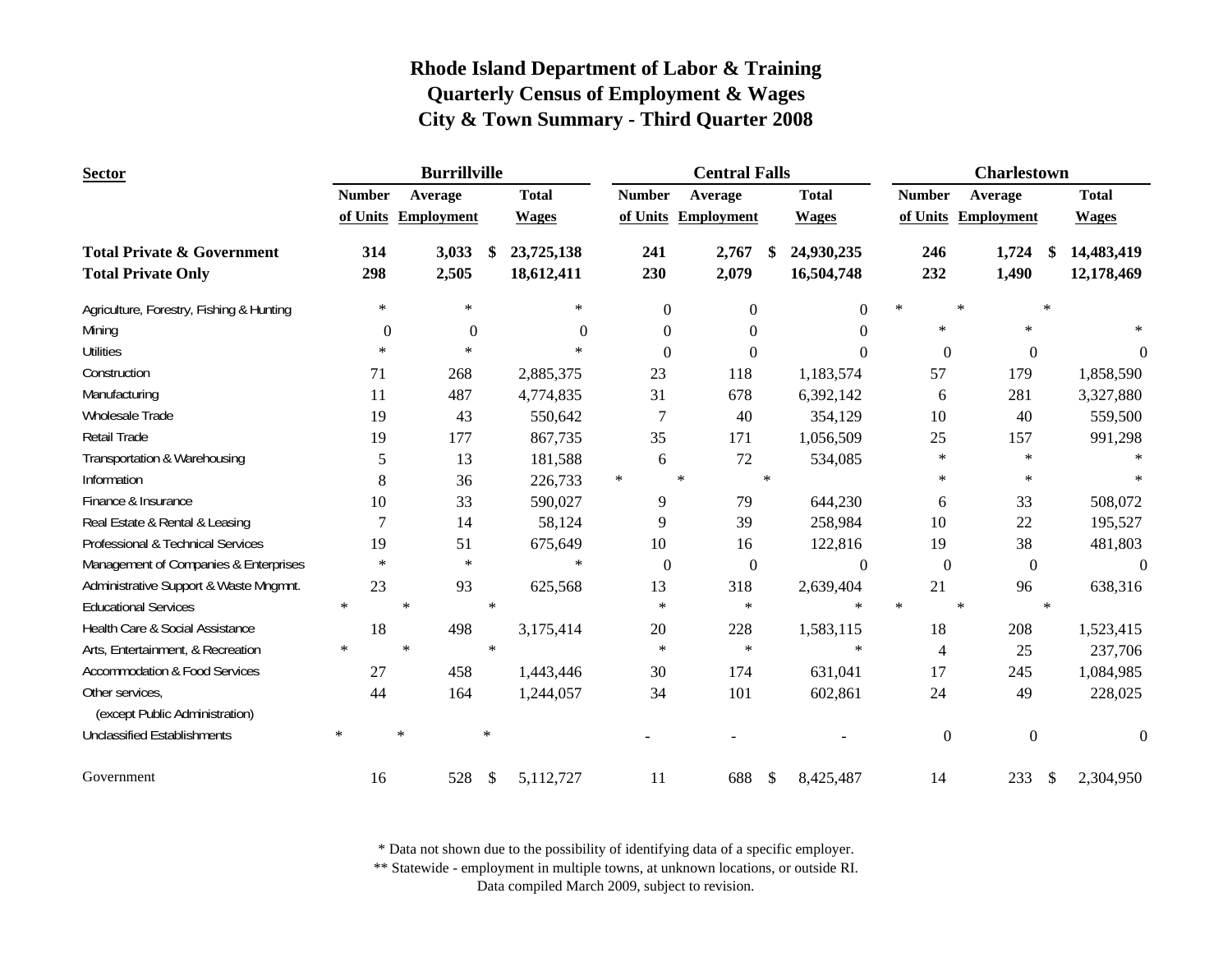# Rhode Island Department of Labor & Training
## Quarterly Census of Employment & Wages
## City & Town Summary - Third Quarter 2008

| Sector | Burrillville | | | Central Falls | | | Charlestown | | |
|---|---|---|---|---|---|---|---|---|---|
| | Number of Units | Average Employment | Total Wages | Number of Units | Average Employment | Total Wages | Number of Units | Average Employment | Total Wages |
| **Total Private & Government** | **314** | **3,033** | **$ 23,725,138** | **241** | **2,767** | **$ 24,930,235** | **246** | **1,724** | **$ 14,483,419** |
| **Total Private Only** | **298** | **2,505** | **18,612,411** | **230** | **2,079** | **16,504,748** | **232** | **1,490** | **12,178,469** |
| Agriculture, Forestry, Fishing & Hunting | * | * | * | 0 | 0 | 0 | * | * | * |
| Mining | 0 | 0 | 0 | 0 | 0 | 0 | * | * | * |
| Utilities | * | * | * | 0 | 0 | 0 | 0 | 0 | 0 |
| Construction | 71 | 268 | 2,885,375 | 23 | 118 | 1,183,574 | 57 | 179 | 1,858,590 |
| Manufacturing | 11 | 487 | 4,774,835 | 31 | 678 | 6,392,142 | 6 | 281 | 3,327,880 |
| Wholesale Trade | 19 | 43 | 550,642 | 7 | 40 | 354,129 | 10 | 40 | 559,500 |
| Retail Trade | 19 | 177 | 867,735 | 35 | 171 | 1,056,509 | 25 | 157 | 991,298 |
| Transportation & Warehousing | 5 | 13 | 181,588 | 6 | 72 | 534,085 | * | * | * |
| Information | 8 | 36 | 226,733 | * | * | * | * | * | * |
| Finance & Insurance | 10 | 33 | 590,027 | 9 | 79 | 644,230 | 6 | 33 | 508,072 |
| Real Estate & Rental & Leasing | 7 | 14 | 58,124 | 9 | 39 | 258,984 | 10 | 22 | 195,527 |
| Professional & Technical Services | 19 | 51 | 675,649 | 10 | 16 | 122,816 | 19 | 38 | 481,803 |
| Management of Companies & Enterprises | * | * | * | 0 | 0 | 0 | 0 | 0 | 0 |
| Administrative Support & Waste Mngmnt. | 23 | 93 | 625,568 | 13 | 318 | 2,639,404 | 21 | 96 | 638,316 |
| Educational Services | * | * | * | * | * | * | * | * | * |
| Health Care & Social Assistance | 18 | 498 | 3,175,414 | 20 | 228 | 1,583,115 | 18 | 208 | 1,523,415 |
| Arts, Entertainment, & Recreation | * | * | * | * | * | * | 4 | 25 | 237,706 |
| Accommodation & Food Services | 27 | 458 | 1,443,446 | 30 | 174 | 631,041 | 17 | 245 | 1,084,985 |
| Other services, (except Public Administration) | 44 | 164 | 1,244,057 | 34 | 101 | 602,861 | 24 | 49 | 228,025 |
| Unclassified Establishments | * | * | * | - | - | - | 0 | 0 | 0 |
| Government | 16 | 528 | $ 5,112,727 | 11 | 688 | $ 8,425,487 | 14 | 233 | $ 2,304,950 |

\* Data not shown due to the possibility of identifying data of a specific employer.
\*\* Statewide - employment in multiple towns, at unknown locations, or outside RI.
Data compiled March 2009, subject to revision.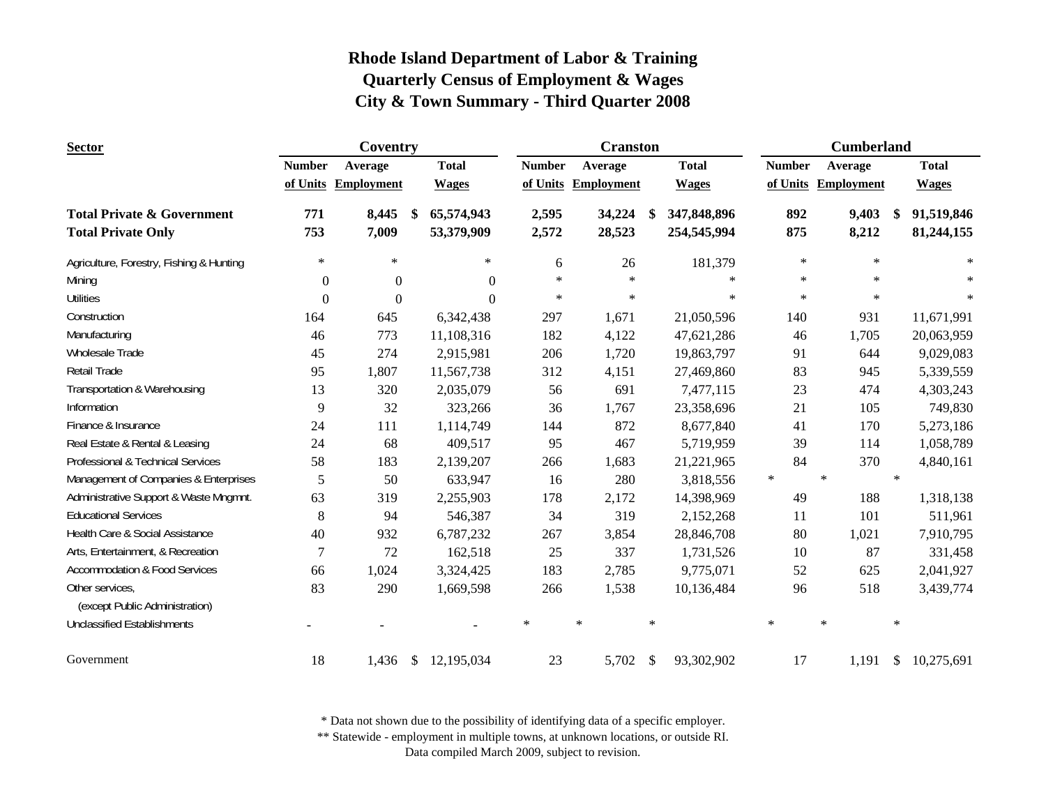# Rhode Island Department of Labor & Training
## Quarterly Census of Employment & Wages
## City & Town Summary - Third Quarter 2008

| Sector | Coventry | | | Cranston | | | Cumberland | | |
|---|---|---|---|---|---|---|---|---|---|
| | Number of Units | Average Employment | Total Wages | Number of Units | Average Employment | Total Wages | Number of Units | Average Employment | Total Wages |
| **Total Private & Government** | **771** | **8,445** | **$ 65,574,943** | **2,595** | **34,224** | **$ 347,848,896** | **892** | **9,403** | **$ 91,519,846** |
| **Total Private Only** | **753** | **7,009** | **53,379,909** | **2,572** | **28,523** | **254,545,994** | **875** | **8,212** | **81,244,155** |
| Agriculture, Forestry, Fishing & Hunting | * | * | * | 6 | 26 | 181,379 | * | * | * |
| Mining | 0 | 0 | 0 | * | * | * | * | * | * |
| Utilities | 0 | 0 | 0 | * | * | * | * | * | * |
| Construction | 164 | 645 | 6,342,438 | 297 | 1,671 | 21,050,596 | 140 | 931 | 11,671,991 |
| Manufacturing | 46 | 773 | 11,108,316 | 182 | 4,122 | 47,621,286 | 46 | 1,705 | 20,063,959 |
| Wholesale Trade | 45 | 274 | 2,915,981 | 206 | 1,720 | 19,863,797 | 91 | 644 | 9,029,083 |
| Retail Trade | 95 | 1,807 | 11,567,738 | 312 | 4,151 | 27,469,860 | 83 | 945 | 5,339,559 |
| Transportation & Warehousing | 13 | 320 | 2,035,079 | 56 | 691 | 7,477,115 | 23 | 474 | 4,303,243 |
| Information | 9 | 32 | 323,266 | 36 | 1,767 | 23,358,696 | 21 | 105 | 749,830 |
| Finance & Insurance | 24 | 111 | 1,114,749 | 144 | 872 | 8,677,840 | 41 | 170 | 5,273,186 |
| Real Estate & Rental & Leasing | 24 | 68 | 409,517 | 95 | 467 | 5,719,959 | 39 | 114 | 1,058,789 |
| Professional & Technical Services | 58 | 183 | 2,139,207 | 266 | 1,683 | 21,221,965 | 84 | 370 | 4,840,161 |
| Management of Companies & Enterprises | 5 | 50 | 633,947 | 16 | 280 | 3,818,556 | * | * | * |
| Administrative Support & Waste Mngmnt. | 63 | 319 | 2,255,903 | 178 | 2,172 | 14,398,969 | 49 | 188 | 1,318,138 |
| Educational Services | 8 | 94 | 546,387 | 34 | 319 | 2,152,268 | 11 | 101 | 511,961 |
| Health Care & Social Assistance | 40 | 932 | 6,787,232 | 267 | 3,854 | 28,846,708 | 80 | 1,021 | 7,910,795 |
| Arts, Entertainment, & Recreation | 7 | 72 | 162,518 | 25 | 337 | 1,731,526 | 10 | 87 | 331,458 |
| Accommodation & Food Services | 66 | 1,024 | 3,324,425 | 183 | 2,785 | 9,775,071 | 52 | 625 | 2,041,927 |
| Other services, (except Public Administration) | 83 | 290 | 1,669,598 | 266 | 1,538 | 10,136,484 | 96 | 518 | 3,439,774 |
| Unclassified Establishments | - | - | - | * | * | * | * | * | * |
| Government | 18 | 1,436 | $ 12,195,034 | 23 | 5,702 | $ 93,302,902 | 17 | 1,191 | $ 10,275,691 |

* Data not shown due to the possibility of identifying data of a specific employer.
** Statewide - employment in multiple towns, at unknown locations, or outside RI.
Data compiled March 2009, subject to revision.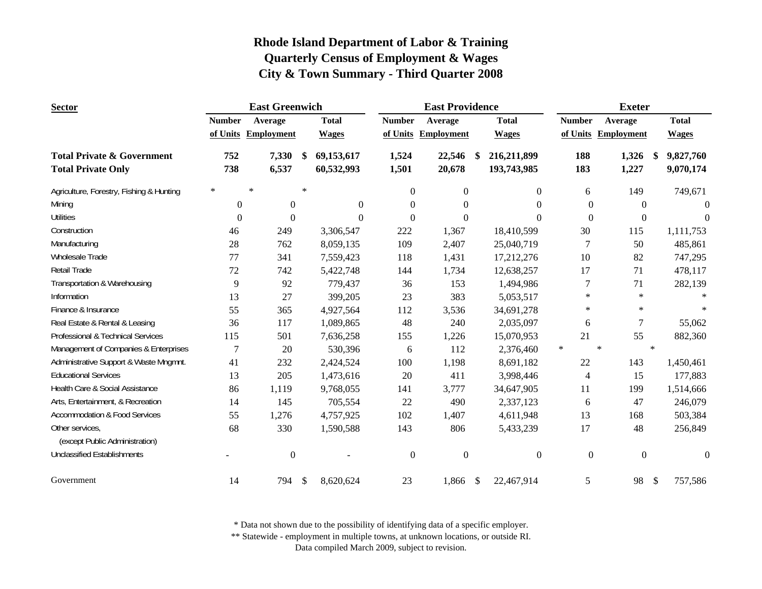# Rhode Island Department of Labor & Training
## Quarterly Census of Employment & Wages
## City & Town Summary - Third Quarter 2008

| Sector | East Greenwich Number of Units | East Greenwich Average Employment | East Greenwich Total Wages | East Providence Number of Units | East Providence Average Employment | East Providence Total Wages | Exeter Number of Units | Exeter Average Employment | Exeter Total Wages |
|---|---|---|---|---|---|---|---|---|---|
| **Total Private & Government** | **752** | **7,330** | **$ 69,153,617** | **1,524** | **22,546** | **$ 216,211,899** | **188** | **1,326** | **$ 9,827,760** |
| **Total Private Only** | **738** | **6,537** | **60,532,993** | **1,501** | **20,678** | **193,743,985** | **183** | **1,227** | **9,070,174** |
| Agriculture, Forestry, Fishing & Hunting | * | * | * | 0 | 0 | 0 | 6 | 149 | 749,671 |
| Mining | 0 | 0 | 0 | 0 | 0 | 0 | 0 | 0 | 0 |
| Utilities | 0 | 0 | 0 | 0 | 0 | 0 | 0 | 0 | 0 |
| Construction | 46 | 249 | 3,306,547 | 222 | 1,367 | 18,410,599 | 30 | 115 | 1,111,753 |
| Manufacturing | 28 | 762 | 8,059,135 | 109 | 2,407 | 25,040,719 | 7 | 50 | 485,861 |
| Wholesale Trade | 77 | 341 | 7,559,423 | 118 | 1,431 | 17,212,276 | 10 | 82 | 747,295 |
| Retail Trade | 72 | 742 | 5,422,748 | 144 | 1,734 | 12,638,257 | 17 | 71 | 478,117 |
| Transportation & Warehousing | 9 | 92 | 779,437 | 36 | 153 | 1,494,986 | 7 | 71 | 282,139 |
| Information | 13 | 27 | 399,205 | 23 | 383 | 5,053,517 | * | * | * |
| Finance & Insurance | 55 | 365 | 4,927,564 | 112 | 3,536 | 34,691,278 | * | * | * |
| Real Estate & Rental & Leasing | 36 | 117 | 1,089,865 | 48 | 240 | 2,035,097 | 6 | 7 | 55,062 |
| Professional & Technical Services | 115 | 501 | 7,636,258 | 155 | 1,226 | 15,070,953 | 21 | 55 | 882,360 |
| Management of Companies & Enterprises | 7 | 20 | 530,396 | 6 | 112 | 2,376,460 | * | * | * |
| Administrative Support & Waste Mngmnt. | 41 | 232 | 2,424,524 | 100 | 1,198 | 8,691,182 | 22 | 143 | 1,450,461 |
| Educational Services | 13 | 205 | 1,473,616 | 20 | 411 | 3,998,446 | 4 | 15 | 177,883 |
| Health Care & Social Assistance | 86 | 1,119 | 9,768,055 | 141 | 3,777 | 34,647,905 | 11 | 199 | 1,514,666 |
| Arts, Entertainment, & Recreation | 14 | 145 | 705,554 | 22 | 490 | 2,337,123 | 6 | 47 | 246,079 |
| Accommodation & Food Services | 55 | 1,276 | 4,757,925 | 102 | 1,407 | 4,611,948 | 13 | 168 | 503,384 |
| Other services, (except Public Administration) | 68 | 330 | 1,590,588 | 143 | 806 | 5,433,239 | 17 | 48 | 256,849 |
| Unclassified Establishments | - | 0 | - | 0 | 0 | 0 | 0 | 0 | 0 |
| Government | 14 | 794 | $ 8,620,624 | 23 | 1,866 | $ 22,467,914 | 5 | 98 | $ 757,586 |

\* Data not shown due to the possibility of identifying data of a specific employer.
\** Statewide - employment in multiple towns, at unknown locations, or outside RI.
Data compiled March 2009, subject to revision.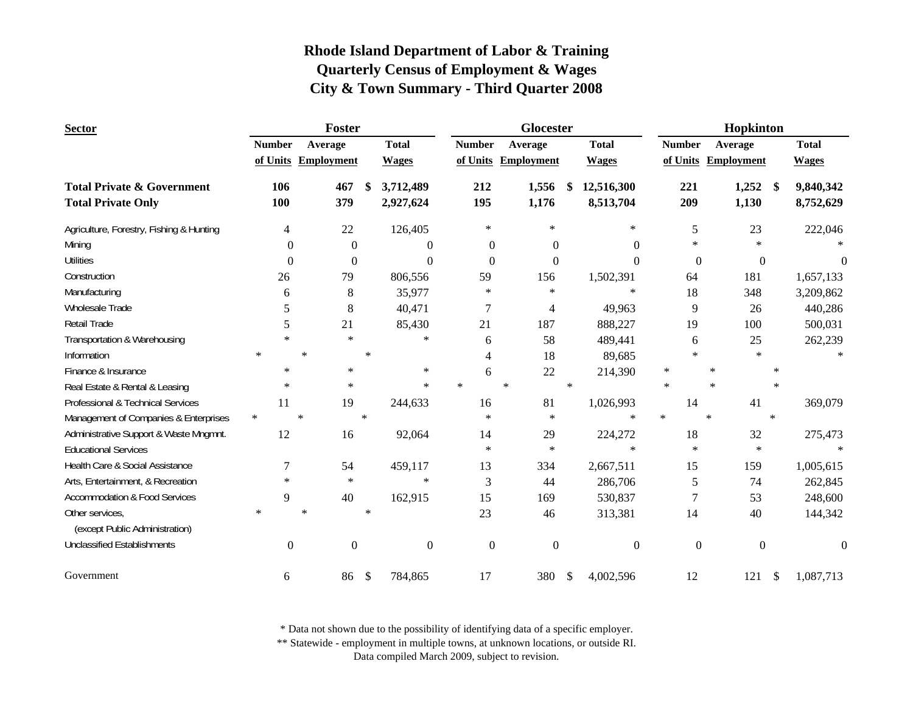# Rhode Island Department of Labor & Training
## Quarterly Census of Employment & Wages
## City & Town Summary - Third Quarter 2008

| Sector | Foster Number of Units | Foster Average Employment | Foster Total Wages | Glocester Number of Units | Glocester Average Employment | Glocester Total Wages | Hopkinton Number of Units | Hopkinton Average Employment | Hopkinton Total Wages |
|---|---|---|---|---|---|---|---|---|---|
| **Total Private & Government** | **106** | **467** | **$ 3,712,489** | **212** | **1,556** | **$ 12,516,300** | **221** | **1,252** | **$ 9,840,342** |
| **Total Private Only** | **100** | **379** | **2,927,624** | **195** | **1,176** | **8,513,704** | **209** | **1,130** | **8,752,629** |
| Agriculture, Forestry, Fishing & Hunting | 4 | 22 | 126,405 | * | * | * | 5 | 23 | 222,046 |
| Mining | 0 | 0 | 0 | 0 | 0 | 0 | * | * | * |
| Utilities | 0 | 0 | 0 | 0 | 0 | 0 | 0 | 0 | 0 |
| Construction | 26 | 79 | 806,556 | 59 | 156 | 1,502,391 | 64 | 181 | 1,657,133 |
| Manufacturing | 6 | 8 | 35,977 | * | * | * | 18 | 348 | 3,209,862 |
| Wholesale Trade | 5 | 8 | 40,471 | 7 | 4 | 49,963 | 9 | 26 | 440,286 |
| Retail Trade | 5 | 21 | 85,430 | 21 | 187 | 888,227 | 19 | 100 | 500,031 |
| Transportation & Warehousing | * | * | * | 6 | 58 | 489,441 | 6 | 25 | 262,239 |
| Information | * | * | * | 4 | 18 | 89,685 | * | * | * |
| Finance & Insurance | * | * | * | 6 | 22 | 214,390 | * | * | * |
| Real Estate & Rental & Leasing | * | * | * | * | * | * | * | * | * |
| Professional & Technical Services | 11 | 19 | 244,633 | 16 | 81 | 1,026,993 | 14 | 41 | 369,079 |
| Management of Companies & Enterprises | * | * | * | * | * | * | * | * | * |
| Administrative Support & Waste Mngmnt. | 12 | 16 | 92,064 | 14 | 29 | 224,272 | 18 | 32 | 275,473 |
| Educational Services | | | | * | * | * | * | * | * |
| Health Care & Social Assistance | 7 | 54 | 459,117 | 13 | 334 | 2,667,511 | 15 | 159 | 1,005,615 |
| Arts, Entertainment, & Recreation | * | * | * | 3 | 44 | 286,706 | 5 | 74 | 262,845 |
| Accommodation & Food Services | 9 | 40 | 162,915 | 15 | 169 | 530,837 | 7 | 53 | 248,600 |
| Other services, (except Public Administration) | * | * | * | 23 | 46 | 313,381 | 14 | 40 | 144,342 |
| Unclassified Establishments | 0 | 0 | 0 | 0 | 0 | 0 | 0 | 0 | 0 |
| Government | 6 | 86 | $ 784,865 | 17 | 380 | $ 4,002,596 | 12 | 121 | $ 1,087,713 |

\* Data not shown due to the possibility of identifying data of a specific employer.
\*\* Statewide - employment in multiple towns, at unknown locations, or outside RI.
Data compiled March 2009, subject to revision.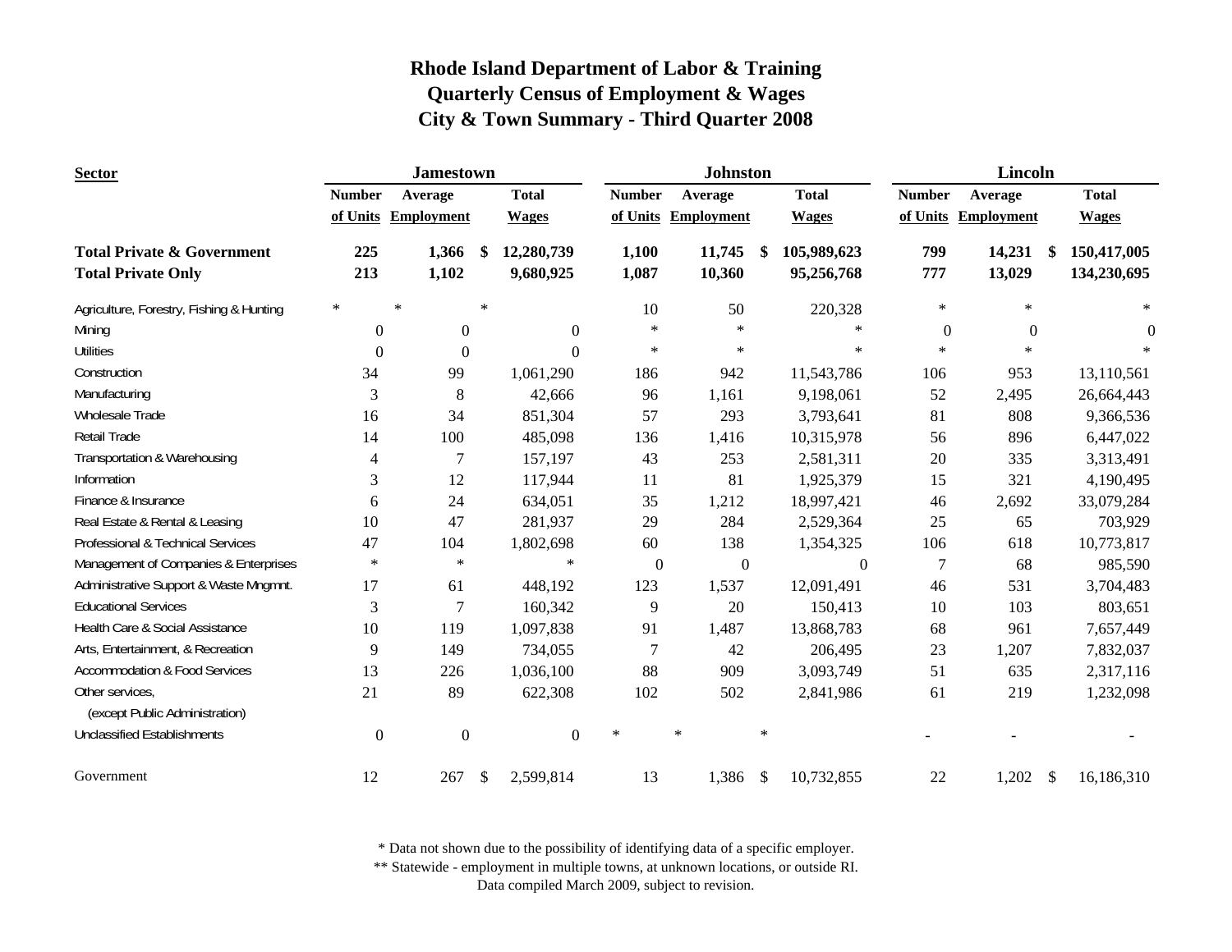# Rhode Island Department of Labor & Training
## Quarterly Census of Employment & Wages
## City & Town Summary - Third Quarter 2008

| Sector | Jamestown | | | Johnston | | | Lincoln | | |
|---|---|---|---|---|---|---|---|---|---|
| | Number of Units | Average Employment | Total Wages | Number of Units | Average Employment | Total Wages | Number of Units | Average Employment | Total Wages |
| **Total Private & Government** | **225** | **1,366** | **$ 12,280,739** | **1,100** | **11,745** | **$ 105,989,623** | **799** | **14,231** | **$ 150,417,005** |
| **Total Private Only** | **213** | **1,102** | **9,680,925** | **1,087** | **10,360** | **95,256,768** | **777** | **13,029** | **134,230,695** |
| Agriculture, Forestry, Fishing & Hunting | * | * | * | 10 | 50 | 220,328 | * | * | * |
| Mining | 0 | 0 | 0 | * | * | * | 0 | 0 | 0 |
| Utilities | 0 | 0 | 0 | * | * | * | * | * | * |
| Construction | 34 | 99 | 1,061,290 | 186 | 942 | 11,543,786 | 106 | 953 | 13,110,561 |
| Manufacturing | 3 | 8 | 42,666 | 96 | 1,161 | 9,198,061 | 52 | 2,495 | 26,664,443 |
| Wholesale Trade | 16 | 34 | 851,304 | 57 | 293 | 3,793,641 | 81 | 808 | 9,366,536 |
| Retail Trade | 14 | 100 | 485,098 | 136 | 1,416 | 10,315,978 | 56 | 896 | 6,447,022 |
| Transportation & Warehousing | 4 | 7 | 157,197 | 43 | 253 | 2,581,311 | 20 | 335 | 3,313,491 |
| Information | 3 | 12 | 117,944 | 11 | 81 | 1,925,379 | 15 | 321 | 4,190,495 |
| Finance & Insurance | 6 | 24 | 634,051 | 35 | 1,212 | 18,997,421 | 46 | 2,692 | 33,079,284 |
| Real Estate & Rental & Leasing | 10 | 47 | 281,937 | 29 | 284 | 2,529,364 | 25 | 65 | 703,929 |
| Professional & Technical Services | 47 | 104 | 1,802,698 | 60 | 138 | 1,354,325 | 106 | 618 | 10,773,817 |
| Management of Companies & Enterprises | * | * | * | 0 | 0 | 0 | 7 | 68 | 985,590 |
| Administrative Support & Waste Mngmnt. | 17 | 61 | 448,192 | 123 | 1,537 | 12,091,491 | 46 | 531 | 3,704,483 |
| Educational Services | 3 | 7 | 160,342 | 9 | 20 | 150,413 | 10 | 103 | 803,651 |
| Health Care & Social Assistance | 10 | 119 | 1,097,838 | 91 | 1,487 | 13,868,783 | 68 | 961 | 7,657,449 |
| Arts, Entertainment, & Recreation | 9 | 149 | 734,055 | 7 | 42 | 206,495 | 23 | 1,207 | 7,832,037 |
| Accommodation & Food Services | 13 | 226 | 1,036,100 | 88 | 909 | 3,093,749 | 51 | 635 | 2,317,116 |
| Other services, (except Public Administration) | 21 | 89 | 622,308 | 102 | 502 | 2,841,986 | 61 | 219 | 1,232,098 |
| Unclassified Establishments | 0 | 0 | 0 | * | * | * | - | - | - |
| Government | 12 | 267 | $ 2,599,814 | 13 | 1,386 | $ 10,732,855 | 22 | 1,202 | $ 16,186,310 |

\* Data not shown due to the possibility of identifying data of a specific employer.
\*\* Statewide - employment in multiple towns, at unknown locations, or outside RI.
Data compiled March 2009, subject to revision.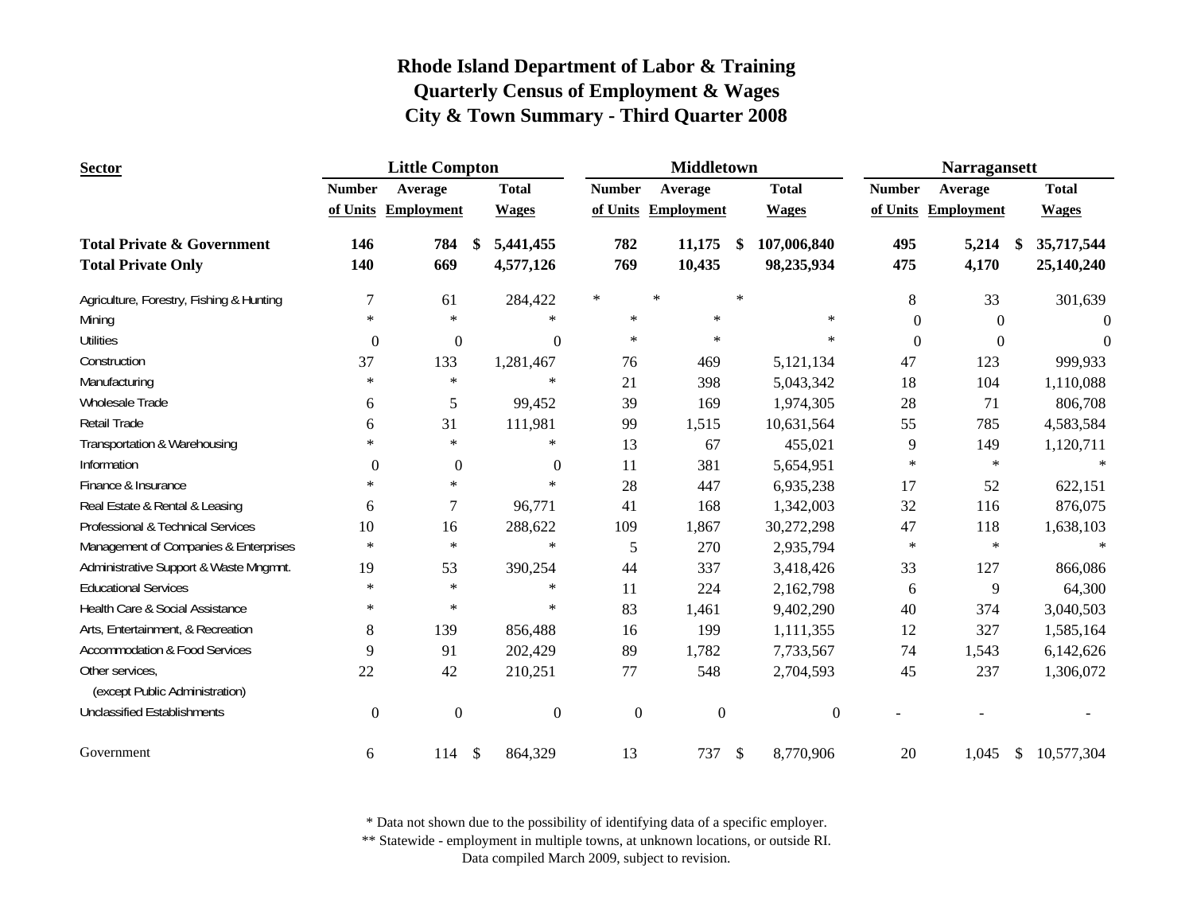# Rhode Island Department of Labor & Training
## Quarterly Census of Employment & Wages
## City & Town Summary - Third Quarter 2008

| Sector | Little Compton | | | Middletown | | | Narragansett | | |
|---|---|---|---|---|---|---|---|---|---|
| | Number of Units | Average Employment | Total Wages | Number of Units | Average Employment | Total Wages | Number of Units | Average Employment | Total Wages |
| **Total Private & Government** | **146** | **784** | **$ 5,441,455** | **782** | **11,175** | **$ 107,006,840** | **495** | **5,214** | **$ 35,717,544** |
| **Total Private Only** | **140** | **669** | **4,577,126** | **769** | **10,435** | **98,235,934** | **475** | **4,170** | **25,140,240** |
| Agriculture, Forestry, Fishing & Hunting | 7 | 61 | 284,422 | * | * | * | 8 | 33 | 301,639 |
| Mining | * | * | * | * | * | * | 0 | 0 | 0 |
| Utilities | 0 | 0 | 0 | * | * | * | 0 | 0 | 0 |
| Construction | 37 | 133 | 1,281,467 | 76 | 469 | 5,121,134 | 47 | 123 | 999,933 |
| Manufacturing | * | * | * | 21 | 398 | 5,043,342 | 18 | 104 | 1,110,088 |
| Wholesale Trade | 6 | 5 | 99,452 | 39 | 169 | 1,974,305 | 28 | 71 | 806,708 |
| Retail Trade | 6 | 31 | 111,981 | 99 | 1,515 | 10,631,564 | 55 | 785 | 4,583,584 |
| Transportation & Warehousing | * | * | * | 13 | 67 | 455,021 | 9 | 149 | 1,120,711 |
| Information | 0 | 0 | 0 | 11 | 381 | 5,654,951 | * | * | * |
| Finance & Insurance | * | * | * | 28 | 447 | 6,935,238 | 17 | 52 | 622,151 |
| Real Estate & Rental & Leasing | 6 | 7 | 96,771 | 41 | 168 | 1,342,003 | 32 | 116 | 876,075 |
| Professional & Technical Services | 10 | 16 | 288,622 | 109 | 1,867 | 30,272,298 | 47 | 118 | 1,638,103 |
| Management of Companies & Enterprises | * | * | * | 5 | 270 | 2,935,794 | * | * | * |
| Administrative Support & Waste Mngmnt. | 19 | 53 | 390,254 | 44 | 337 | 3,418,426 | 33 | 127 | 866,086 |
| Educational Services | * | * | * | 11 | 224 | 2,162,798 | 6 | 9 | 64,300 |
| Health Care & Social Assistance | * | * | * | 83 | 1,461 | 9,402,290 | 40 | 374 | 3,040,503 |
| Arts, Entertainment, & Recreation | 8 | 139 | 856,488 | 16 | 199 | 1,111,355 | 12 | 327 | 1,585,164 |
| Accommodation & Food Services | 9 | 91 | 202,429 | 89 | 1,782 | 7,733,567 | 74 | 1,543 | 6,142,626 |
| Other services, (except Public Administration) | 22 | 42 | 210,251 | 77 | 548 | 2,704,593 | 45 | 237 | 1,306,072 |
| Unclassified Establishments | 0 | 0 | 0 | 0 | 0 | 0 | - | - | - |
| Government | 6 | 114 | $ 864,329 | 13 | 737 | $ 8,770,906 | 20 | 1,045 | $ 10,577,304 |

\* Data not shown due to the possibility of identifying data of a specific employer.
\*\* Statewide - employment in multiple towns, at unknown locations, or outside RI.
Data compiled March 2009, subject to revision.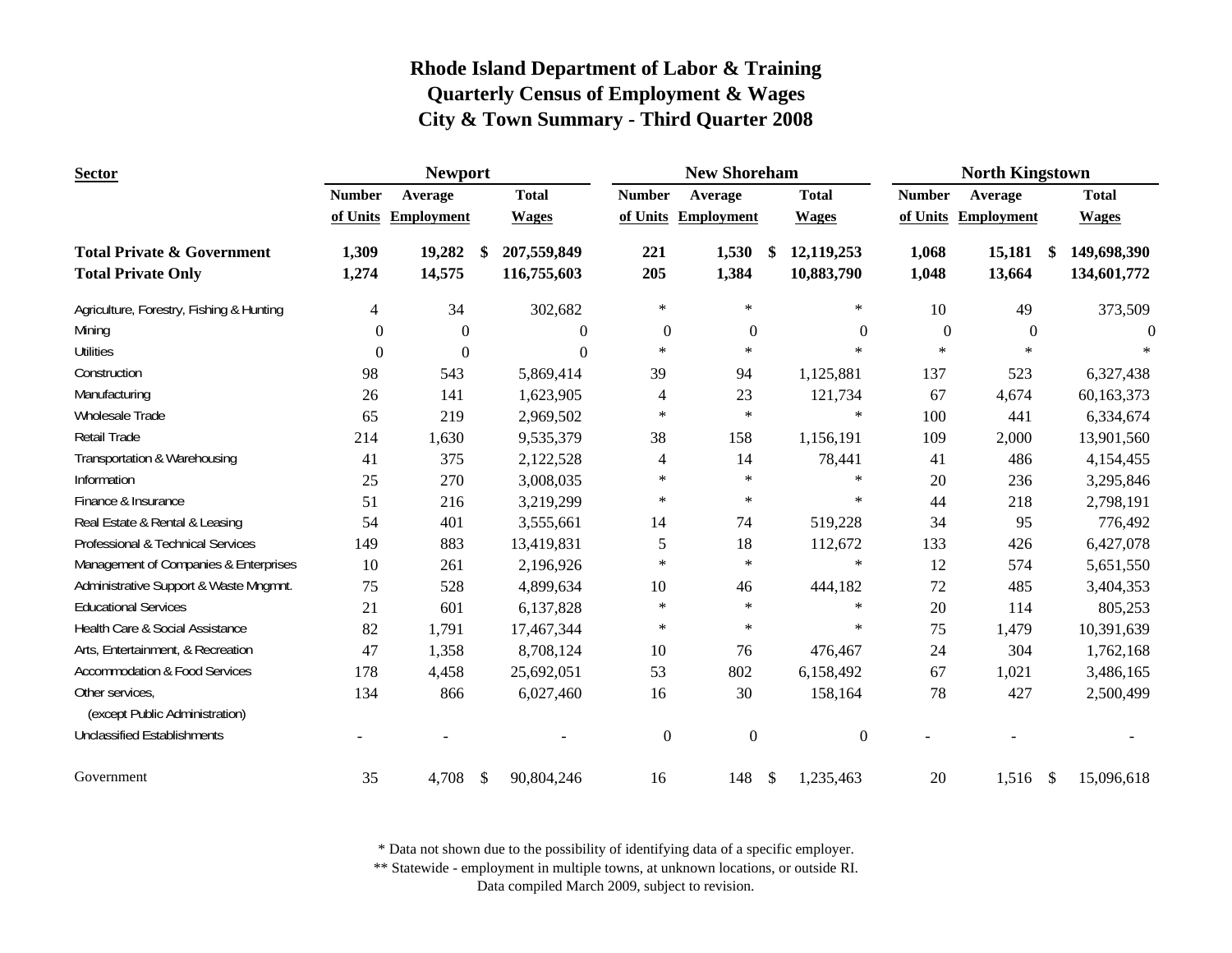# Rhode Island Department of Labor & Training
## Quarterly Census of Employment & Wages
## City & Town Summary - Third Quarter 2008

| Sector | Newport | | | New Shoreham | | | North Kingstown | | |
|---|---|---|---|---|---|---|---|---|---|
| | Number of Units | Average Employment | Total Wages | Number of Units | Average Employment | Total Wages | Number of Units | Average Employment | Total Wages |
| **Total Private & Government** | **1,309** | **19,282** | **$ 207,559,849** | **221** | **1,530** | **$ 12,119,253** | **1,068** | **15,181** | **$ 149,698,390** |
| **Total Private Only** | **1,274** | **14,575** | **116,755,603** | **205** | **1,384** | **10,883,790** | **1,048** | **13,664** | **134,601,772** |
| Agriculture, Forestry, Fishing & Hunting | 4 | 34 | 302,682 | * | * | * | 10 | 49 | 373,509 |
| Mining | 0 | 0 | 0 | 0 | 0 | 0 | 0 | 0 | 0 |
| Utilities | 0 | 0 | 0 | * | * | * | * | * | * |
| Construction | 98 | 543 | 5,869,414 | 39 | 94 | 1,125,881 | 137 | 523 | 6,327,438 |
| Manufacturing | 26 | 141 | 1,623,905 | 4 | 23 | 121,734 | 67 | 4,674 | 60,163,373 |
| Wholesale Trade | 65 | 219 | 2,969,502 | * | * | * | 100 | 441 | 6,334,674 |
| Retail Trade | 214 | 1,630 | 9,535,379 | 38 | 158 | 1,156,191 | 109 | 2,000 | 13,901,560 |
| Transportation & Warehousing | 41 | 375 | 2,122,528 | 4 | 14 | 78,441 | 41 | 486 | 4,154,455 |
| Information | 25 | 270 | 3,008,035 | * | * | * | 20 | 236 | 3,295,846 |
| Finance & Insurance | 51 | 216 | 3,219,299 | * | * | * | 44 | 218 | 2,798,191 |
| Real Estate & Rental & Leasing | 54 | 401 | 3,555,661 | 14 | 74 | 519,228 | 34 | 95 | 776,492 |
| Professional & Technical Services | 149 | 883 | 13,419,831 | 5 | 18 | 112,672 | 133 | 426 | 6,427,078 |
| Management of Companies & Enterprises | 10 | 261 | 2,196,926 | * | * | * | 12 | 574 | 5,651,550 |
| Administrative Support & Waste Mngmnt. | 75 | 528 | 4,899,634 | 10 | 46 | 444,182 | 72 | 485 | 3,404,353 |
| Educational Services | 21 | 601 | 6,137,828 | * | * | * | 20 | 114 | 805,253 |
| Health Care & Social Assistance | 82 | 1,791 | 17,467,344 | * | * | * | 75 | 1,479 | 10,391,639 |
| Arts, Entertainment, & Recreation | 47 | 1,358 | 8,708,124 | 10 | 76 | 476,467 | 24 | 304 | 1,762,168 |
| Accommodation & Food Services | 178 | 4,458 | 25,692,051 | 53 | 802 | 6,158,492 | 67 | 1,021 | 3,486,165 |
| Other services, (except Public Administration) | 134 | 866 | 6,027,460 | 16 | 30 | 158,164 | 78 | 427 | 2,500,499 |
| Unclassified Establishments | - | - | - | 0 | 0 | 0 | - | - | - |
| Government | 35 | 4,708 | $ 90,804,246 | 16 | 148 | $ 1,235,463 | 20 | 1,516 | $ 15,096,618 |

\* Data not shown due to the possibility of identifying data of a specific employer.

\*\* Statewide - employment in multiple towns, at unknown locations, or outside RI.

Data compiled March 2009, subject to revision.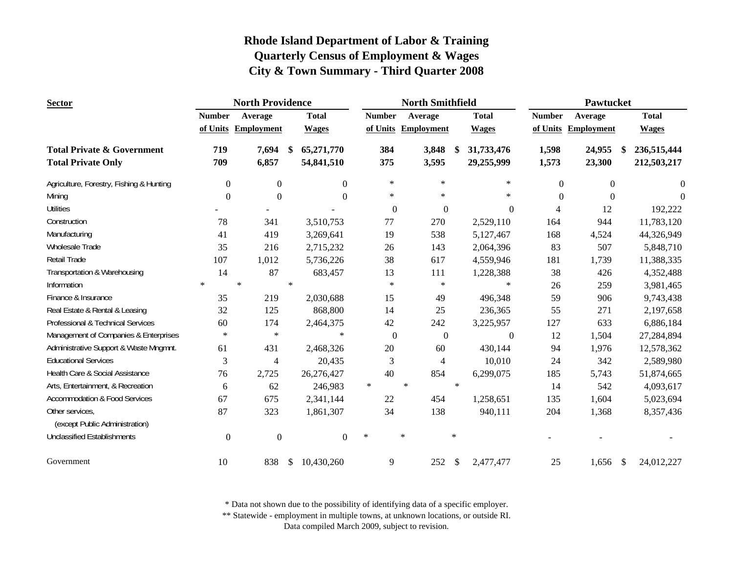# Rhode Island Department of Labor & Training
## Quarterly Census of Employment & Wages
## City & Town Summary - Third Quarter 2008

| Sector | North Providence | | | North Smithfield | | | Pawtucket | | |
|---|---|---|---|---|---|---|---|---|---|
| | Number of Units | Average Employment | Total Wages | Number of Units | Average Employment | Total Wages | Number of Units | Average Employment | Total Wages |
| **Total Private & Government** | **719** | **7,694** | **$ 65,271,770** | **384** | **3,848** | **$ 31,733,476** | **1,598** | **24,955** | **$ 236,515,444** |
| **Total Private Only** | **709** | **6,857** | **54,841,510** | **375** | **3,595** | **29,255,999** | **1,573** | **23,300** | **212,503,217** |
| Agriculture, Forestry, Fishing & Hunting | 0 | 0 | 0 | * | * | * | 0 | 0 | 0 |
| Mining | 0 | 0 | 0 | * | * | * | 0 | 0 | 0 |
| Utilities | - | - | - | 0 | 0 | 0 | 4 | 12 | 192,222 |
| Construction | 78 | 341 | 3,510,753 | 77 | 270 | 2,529,110 | 164 | 944 | 11,783,120 |
| Manufacturing | 41 | 419 | 3,269,641 | 19 | 538 | 5,127,467 | 168 | 4,524 | 44,326,949 |
| Wholesale Trade | 35 | 216 | 2,715,232 | 26 | 143 | 2,064,396 | 83 | 507 | 5,848,710 |
| Retail Trade | 107 | 1,012 | 5,736,226 | 38 | 617 | 4,559,946 | 181 | 1,739 | 11,388,335 |
| Transportation & Warehousing | 14 | 87 | 683,457 | 13 | 111 | 1,228,388 | 38 | 426 | 4,352,488 |
| Information | * | * | * | * | * | * | 26 | 259 | 3,981,465 |
| Finance & Insurance | 35 | 219 | 2,030,688 | 15 | 49 | 496,348 | 59 | 906 | 9,743,438 |
| Real Estate & Rental & Leasing | 32 | 125 | 868,800 | 14 | 25 | 236,365 | 55 | 271 | 2,197,658 |
| Professional & Technical Services | 60 | 174 | 2,464,375 | 42 | 242 | 3,225,957 | 127 | 633 | 6,886,184 |
| Management of Companies & Enterprises | * | * | * | 0 | 0 | 0 | 12 | 1,504 | 27,284,894 |
| Administrative Support & Waste Mngmnt. | 61 | 431 | 2,468,326 | 20 | 60 | 430,144 | 94 | 1,976 | 12,578,362 |
| Educational Services | 3 | 4 | 20,435 | 3 | 4 | 10,010 | 24 | 342 | 2,589,980 |
| Health Care & Social Assistance | 76 | 2,725 | 26,276,427 | 40 | 854 | 6,299,075 | 185 | 5,743 | 51,874,665 |
| Arts, Entertainment, & Recreation | 6 | 62 | 246,983 | * | * | * | 14 | 542 | 4,093,617 |
| Accommodation & Food Services | 67 | 675 | 2,341,144 | 22 | 454 | 1,258,651 | 135 | 1,604 | 5,023,694 |
| Other services, (except Public Administration) | 87 | 323 | 1,861,307 | 34 | 138 | 940,111 | 204 | 1,368 | 8,357,436 |
| Unclassified Establishments | 0 | 0 | 0 | * | * | * | - | - | - |
| Government | 10 | 838 | $ 10,430,260 | 9 | 252 | $ 2,477,477 | 25 | 1,656 | $ 24,012,227 |

\* Data not shown due to the possibility of identifying data of a specific employer.
\*\* Statewide - employment in multiple towns, at unknown locations, or outside RI.
Data compiled March 2009, subject to revision.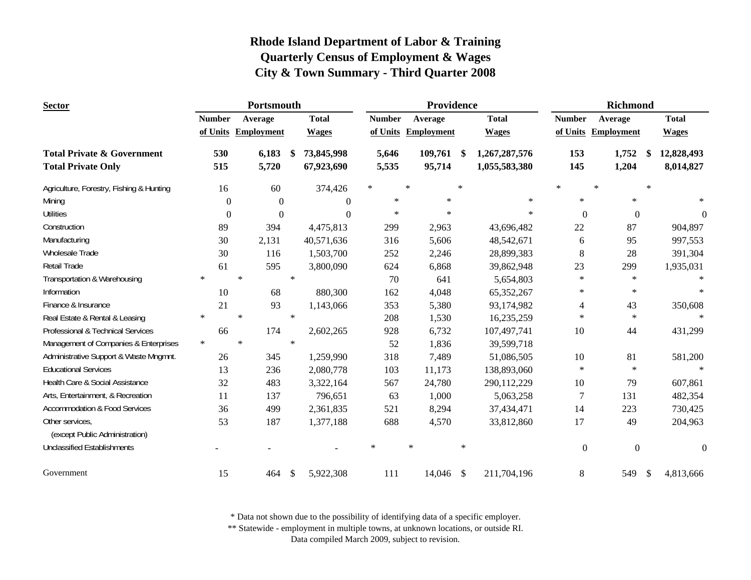# Rhode Island Department of Labor & Training
## Quarterly Census of Employment & Wages
## City & Town Summary - Third Quarter 2008

| Sector | Portsmouth | | | Providence | | | Richmond | | |
|---|---|---|---|---|---|---|---|---|---|
| | Number of Units | Average Employment | Total Wages | Number of Units | Average Employment | Total Wages | Number of Units | Average Employment | Total Wages |
| **Total Private & Government** | **530** | **6,183** | **$ 73,845,998** | **5,646** | **109,761** | **$ 1,267,287,576** | **153** | **1,752** | **$ 12,828,493** |
| **Total Private Only** | **515** | **5,720** | **67,923,690** | **5,535** | **95,714** | **1,055,583,380** | **145** | **1,204** | **8,014,827** |
| Agriculture, Forestry, Fishing & Hunting | 16 | 60 | 374,426 | * | * | * | * | * | * |
| Mining | 0 | 0 | 0 | * | * | * | * | * | * |
| Utilities | 0 | 0 | 0 | * | * | * | 0 | 0 | 0 |
| Construction | 89 | 394 | 4,475,813 | 299 | 2,963 | 43,696,482 | 22 | 87 | 904,897 |
| Manufacturing | 30 | 2,131 | 40,571,636 | 316 | 5,606 | 48,542,671 | 6 | 95 | 997,553 |
| Wholesale Trade | 30 | 116 | 1,503,700 | 252 | 2,246 | 28,899,383 | 8 | 28 | 391,304 |
| Retail Trade | 61 | 595 | 3,800,090 | 624 | 6,868 | 39,862,948 | 23 | 299 | 1,935,031 |
| Transportation & Warehousing | * | * | * | 70 | 641 | 5,654,803 | * | * | * |
| Information | 10 | 68 | 880,300 | 162 | 4,048 | 65,352,267 | * | * | * |
| Finance & Insurance | 21 | 93 | 1,143,066 | 353 | 5,380 | 93,174,982 | 4 | 43 | 350,608 |
| Real Estate & Rental & Leasing | * | * | * | 208 | 1,530 | 16,235,259 | * | * | * |
| Professional & Technical Services | 66 | 174 | 2,602,265 | 928 | 6,732 | 107,497,741 | 10 | 44 | 431,299 |
| Management of Companies & Enterprises | * | * | * | 52 | 1,836 | 39,599,718 | | | |
| Administrative Support & Waste Mngmnt. | 26 | 345 | 1,259,990 | 318 | 7,489 | 51,086,505 | 10 | 81 | 581,200 |
| Educational Services | 13 | 236 | 2,080,778 | 103 | 11,173 | 138,893,060 | * | * | * |
| Health Care & Social Assistance | 32 | 483 | 3,322,164 | 567 | 24,780 | 290,112,229 | 10 | 79 | 607,861 |
| Arts, Entertainment, & Recreation | 11 | 137 | 796,651 | 63 | 1,000 | 5,063,258 | 7 | 131 | 482,354 |
| Accommodation & Food Services | 36 | 499 | 2,361,835 | 521 | 8,294 | 37,434,471 | 14 | 223 | 730,425 |
| Other services, (except Public Administration) | 53 | 187 | 1,377,188 | 688 | 4,570 | 33,812,860 | 17 | 49 | 204,963 |
| Unclassified Establishments | - | - | - | * | * | * | 0 | 0 | 0 |
| Government | 15 | 464 | $ 5,922,308 | 111 | 14,046 | $ 211,704,196 | 8 | 549 | $ 4,813,666 |

\* Data not shown due to the possibility of identifying data of a specific employer.
\*\* Statewide - employment in multiple towns, at unknown locations, or outside RI.
Data compiled March 2009, subject to revision.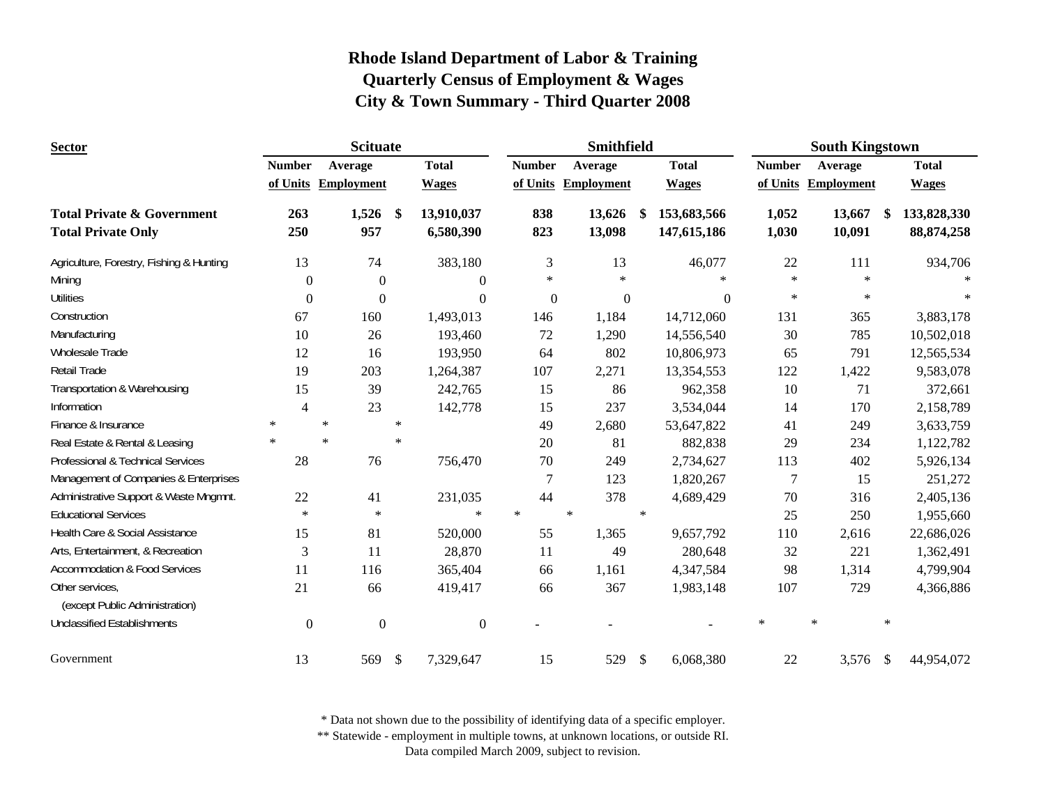# Rhode Island Department of Labor & Training
## Quarterly Census of Employment & Wages
## City & Town Summary - Third Quarter 2008

| Sector | Scituate | | | Smithfield | | | South Kingstown | | |
|---|---|---|---|---|---|---|---|---|---|
| | Number of Units | Average Employment | Total Wages | Number of Units | Average Employment | Total Wages | Number of Units | Average Employment | Total Wages |
| **Total Private & Government** | **263** | **1,526** | **$ 13,910,037** | **838** | **13,626** | **$ 153,683,566** | **1,052** | **13,667** | **$ 133,828,330** |
| **Total Private Only** | **250** | **957** | **6,580,390** | **823** | **13,098** | **147,615,186** | **1,030** | **10,091** | **88,874,258** |
| Agriculture, Forestry, Fishing & Hunting | 13 | 74 | 383,180 | 3 | 13 | 46,077 | 22 | 111 | 934,706 |
| Mining | 0 | 0 | 0 | * | * | * | * | * | * |
| Utilities | 0 | 0 | 0 | 0 | 0 | 0 | * | * | * |
| Construction | 67 | 160 | 1,493,013 | 146 | 1,184 | 14,712,060 | 131 | 365 | 3,883,178 |
| Manufacturing | 10 | 26 | 193,460 | 72 | 1,290 | 14,556,540 | 30 | 785 | 10,502,018 |
| Wholesale Trade | 12 | 16 | 193,950 | 64 | 802 | 10,806,973 | 65 | 791 | 12,565,534 |
| Retail Trade | 19 | 203 | 1,264,387 | 107 | 2,271 | 13,354,553 | 122 | 1,422 | 9,583,078 |
| Transportation & Warehousing | 15 | 39 | 242,765 | 15 | 86 | 962,358 | 10 | 71 | 372,661 |
| Information | 4 | 23 | 142,778 | 15 | 237 | 3,534,044 | 14 | 170 | 2,158,789 |
| Finance & Insurance | * | * | * | 49 | 2,680 | 53,647,822 | 41 | 249 | 3,633,759 |
| Real Estate & Rental & Leasing | * | * | * | 20 | 81 | 882,838 | 29 | 234 | 1,122,782 |
| Professional & Technical Services | 28 | 76 | 756,470 | 70 | 249 | 2,734,627 | 113 | 402 | 5,926,134 |
| Management of Companies & Enterprises | | | | 7 | 123 | 1,820,267 | 7 | 15 | 251,272 |
| Administrative Support & Waste Mngmnt. | 22 | 41 | 231,035 | 44 | 378 | 4,689,429 | 70 | 316 | 2,405,136 |
| Educational Services | * | * | * | * | * | * | 25 | 250 | 1,955,660 |
| Health Care & Social Assistance | 15 | 81 | 520,000 | 55 | 1,365 | 9,657,792 | 110 | 2,616 | 22,686,026 |
| Arts, Entertainment, & Recreation | 3 | 11 | 28,870 | 11 | 49 | 280,648 | 32 | 221 | 1,362,491 |
| Accommodation & Food Services | 11 | 116 | 365,404 | 66 | 1,161 | 4,347,584 | 98 | 1,314 | 4,799,904 |
| Other services, (except Public Administration) | 21 | 66 | 419,417 | 66 | 367 | 1,983,148 | 107 | 729 | 4,366,886 |
| Unclassified Establishments | 0 | 0 | 0 | - | - | - | * | * | * |
| Government | 13 | 569 | $ 7,329,647 | 15 | 529 | $ 6,068,380 | 22 | 3,576 | $ 44,954,072 |

\* Data not shown due to the possibility of identifying data of a specific employer.
\*\* Statewide - employment in multiple towns, at unknown locations, or outside RI.
Data compiled March 2009, subject to revision.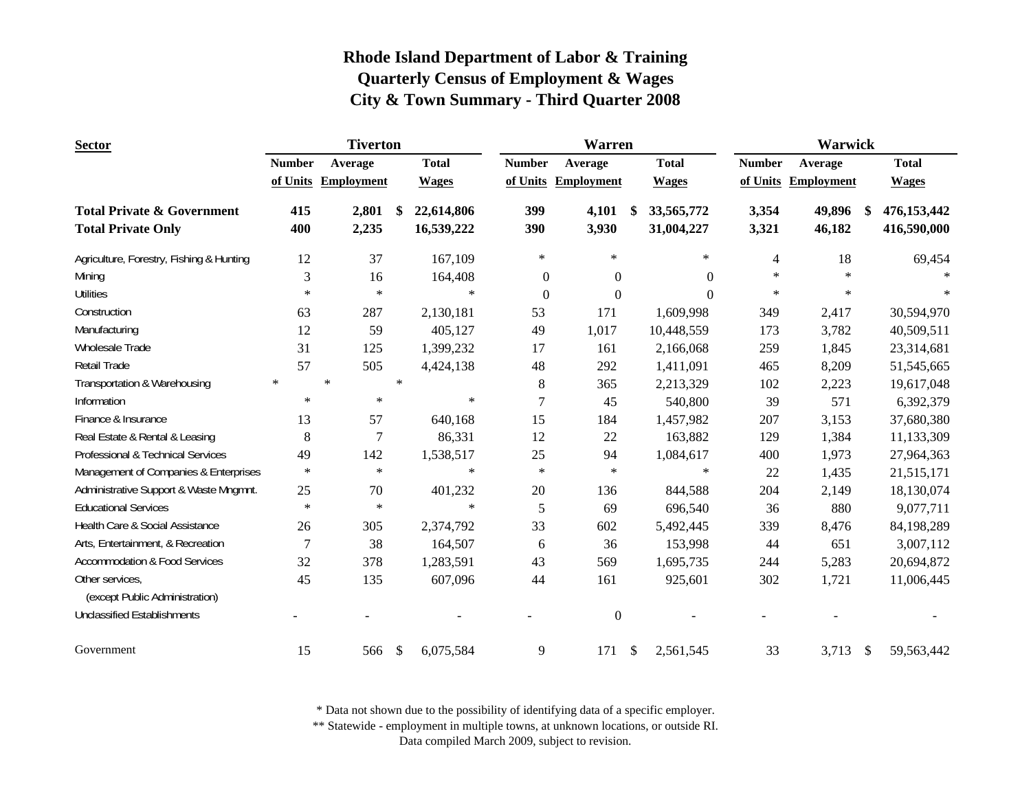# Rhode Island Department of Labor & Training
## Quarterly Census of Employment & Wages
## City & Town Summary - Third Quarter 2008

| Sector | Tiverton | | | Warren | | | Warwick | | |
|---|---|---|---|---|---|---|---|---|---|
| | Number of Units | Average Employment | Total Wages | Number of Units | Average Employment | Total Wages | Number of Units | Average Employment | Total Wages |
| **Total Private & Government** | **415** | **2,801** | **$ 22,614,806** | **399** | **4,101** | **$ 33,565,772** | **3,354** | **49,896** | **$ 476,153,442** |
| **Total Private Only** | **400** | **2,235** | **16,539,222** | **390** | **3,930** | **31,004,227** | **3,321** | **46,182** | **416,590,000** |
| Agriculture, Forestry, Fishing & Hunting | 12 | 37 | 167,109 | * | * | * | 4 | 18 | 69,454 |
| Mining | 3 | 16 | 164,408 | 0 | 0 | 0 | * | * | * |
| Utilities | * | * | * | 0 | 0 | 0 | * | * | * |
| Construction | 63 | 287 | 2,130,181 | 53 | 171 | 1,609,998 | 349 | 2,417 | 30,594,970 |
| Manufacturing | 12 | 59 | 405,127 | 49 | 1,017 | 10,448,559 | 173 | 3,782 | 40,509,511 |
| Wholesale Trade | 31 | 125 | 1,399,232 | 17 | 161 | 2,166,068 | 259 | 1,845 | 23,314,681 |
| Retail Trade | 57 | 505 | 4,424,138 | 48 | 292 | 1,411,091 | 465 | 8,209 | 51,545,665 |
| Transportation & Warehousing | * | * | * | 8 | 365 | 2,213,329 | 102 | 2,223 | 19,617,048 |
| Information | * | * | * | 7 | 45 | 540,800 | 39 | 571 | 6,392,379 |
| Finance & Insurance | 13 | 57 | 640,168 | 15 | 184 | 1,457,982 | 207 | 3,153 | 37,680,380 |
| Real Estate & Rental & Leasing | 8 | 7 | 86,331 | 12 | 22 | 163,882 | 129 | 1,384 | 11,133,309 |
| Professional & Technical Services | 49 | 142 | 1,538,517 | 25 | 94 | 1,084,617 | 400 | 1,973 | 27,964,363 |
| Management of Companies & Enterprises | * | * | * | * | * | * | 22 | 1,435 | 21,515,171 |
| Administrative Support & Waste Mngmnt. | 25 | 70 | 401,232 | 20 | 136 | 844,588 | 204 | 2,149 | 18,130,074 |
| Educational Services | * | * | * | 5 | 69 | 696,540 | 36 | 880 | 9,077,711 |
| Health Care & Social Assistance | 26 | 305 | 2,374,792 | 33 | 602 | 5,492,445 | 339 | 8,476 | 84,198,289 |
| Arts, Entertainment, & Recreation | 7 | 38 | 164,507 | 6 | 36 | 153,998 | 44 | 651 | 3,007,112 |
| Accommodation & Food Services | 32 | 378 | 1,283,591 | 43 | 569 | 1,695,735 | 244 | 5,283 | 20,694,872 |
| Other services, (except Public Administration) | 45 | 135 | 607,096 | 44 | 161 | 925,601 | 302 | 1,721 | 11,006,445 |
| Unclassified Establishments | - | - | - | - | 0 | - | - | - | - |
| Government | 15 | 566 | $ 6,075,584 | 9 | 171 | $ 2,561,545 | 33 | 3,713 | $ 59,563,442 |

\* Data not shown due to the possibility of identifying data of a specific employer.
\** Statewide - employment in multiple towns, at unknown locations, or outside RI.
Data compiled March 2009, subject to revision.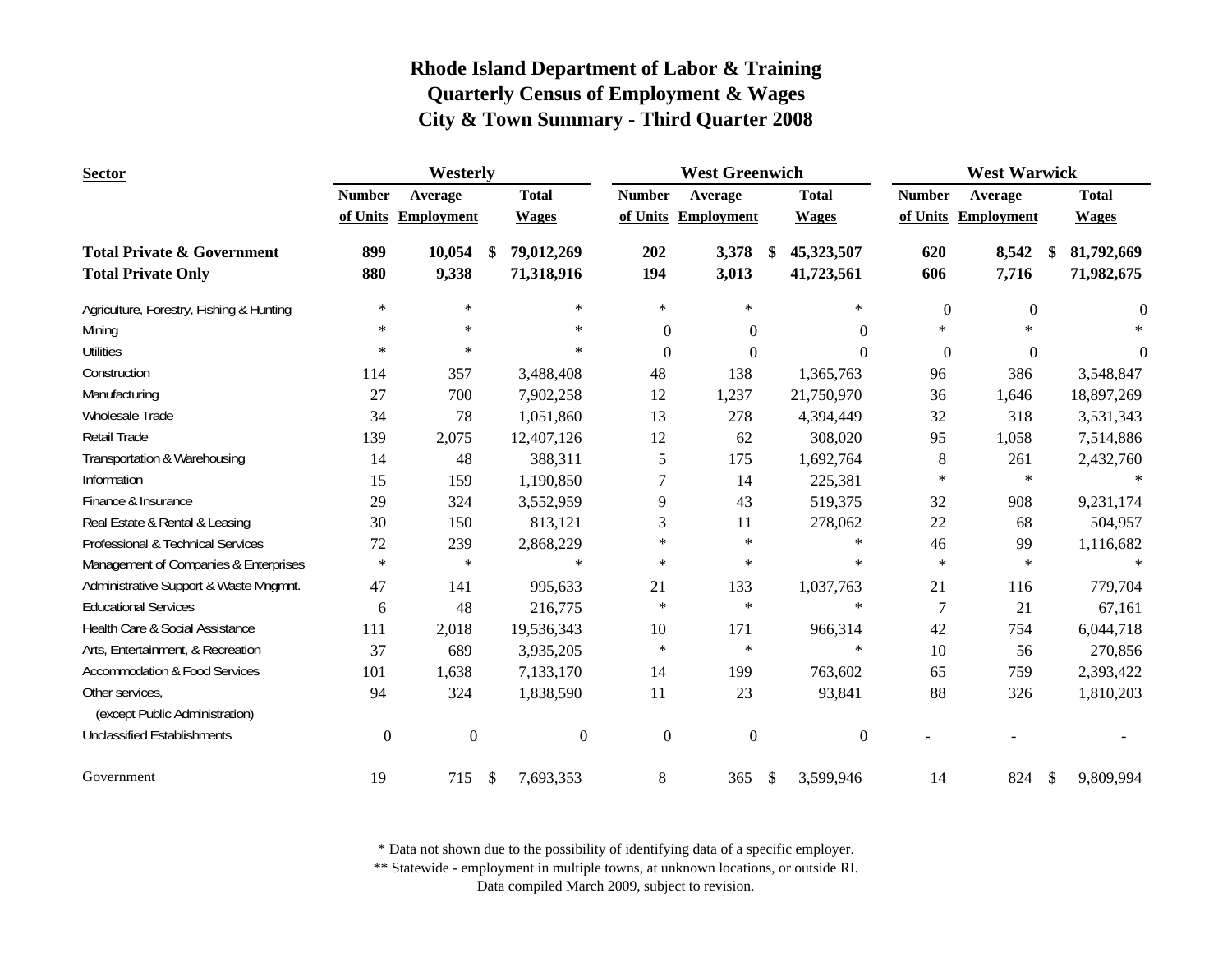# Rhode Island Department of Labor & Training
## Quarterly Census of Employment & Wages
## City & Town Summary - Third Quarter 2008

| Sector | Westerly | | | West Greenwich | | | West Warwick | | |
|---|---|---|---|---|---|---|---|---|---|
| | Number of Units | Average Employment | Total Wages | Number of Units | Average Employment | Total Wages | Number of Units | Average Employment | Total Wages |
| **Total Private & Government** | **899** | **10,054** | **$ 79,012,269** | **202** | **3,378** | **$ 45,323,507** | **620** | **8,542** | **$ 81,792,669** |
| **Total Private Only** | **880** | **9,338** | **71,318,916** | **194** | **3,013** | **41,723,561** | **606** | **7,716** | **71,982,675** |
| Agriculture, Forestry, Fishing & Hunting | * | * | * | * | * | * | 0 | 0 | 0 |
| Mining | * | * | * | 0 | 0 | 0 | * | * | * |
| Utilities | * | * | * | 0 | 0 | 0 | 0 | 0 | 0 |
| Construction | 114 | 357 | 3,488,408 | 48 | 138 | 1,365,763 | 96 | 386 | 3,548,847 |
| Manufacturing | 27 | 700 | 7,902,258 | 12 | 1,237 | 21,750,970 | 36 | 1,646 | 18,897,269 |
| Wholesale Trade | 34 | 78 | 1,051,860 | 13 | 278 | 4,394,449 | 32 | 318 | 3,531,343 |
| Retail Trade | 139 | 2,075 | 12,407,126 | 12 | 62 | 308,020 | 95 | 1,058 | 7,514,886 |
| Transportation & Warehousing | 14 | 48 | 388,311 | 5 | 175 | 1,692,764 | 8 | 261 | 2,432,760 |
| Information | 15 | 159 | 1,190,850 | 7 | 14 | 225,381 | * | * | * |
| Finance & Insurance | 29 | 324 | 3,552,959 | 9 | 43 | 519,375 | 32 | 908 | 9,231,174 |
| Real Estate & Rental & Leasing | 30 | 150 | 813,121 | 3 | 11 | 278,062 | 22 | 68 | 504,957 |
| Professional & Technical Services | 72 | 239 | 2,868,229 | * | * | * | 46 | 99 | 1,116,682 |
| Management of Companies & Enterprises | * | * | * | * | * | * | * | * | * |
| Administrative Support & Waste Mngmnt. | 47 | 141 | 995,633 | 21 | 133 | 1,037,763 | 21 | 116 | 779,704 |
| Educational Services | 6 | 48 | 216,775 | * | * | * | 7 | 21 | 67,161 |
| Health Care & Social Assistance | 111 | 2,018 | 19,536,343 | 10 | 171 | 966,314 | 42 | 754 | 6,044,718 |
| Arts, Entertainment, & Recreation | 37 | 689 | 3,935,205 | * | * | * | 10 | 56 | 270,856 |
| Accommodation & Food Services | 101 | 1,638 | 7,133,170 | 14 | 199 | 763,602 | 65 | 759 | 2,393,422 |
| Other services, (except Public Administration) | 94 | 324 | 1,838,590 | 11 | 23 | 93,841 | 88 | 326 | 1,810,203 |
| Unclassified Establishments | 0 | 0 | 0 | 0 | 0 | 0 | - | - | - |
| Government | 19 | 715 | $ 7,693,353 | 8 | 365 | $ 3,599,946 | 14 | 824 | $ 9,809,994 |

\* Data not shown due to the possibility of identifying data of a specific employer.
** Statewide - employment in multiple towns, at unknown locations, or outside RI.
Data compiled March 2009, subject to revision.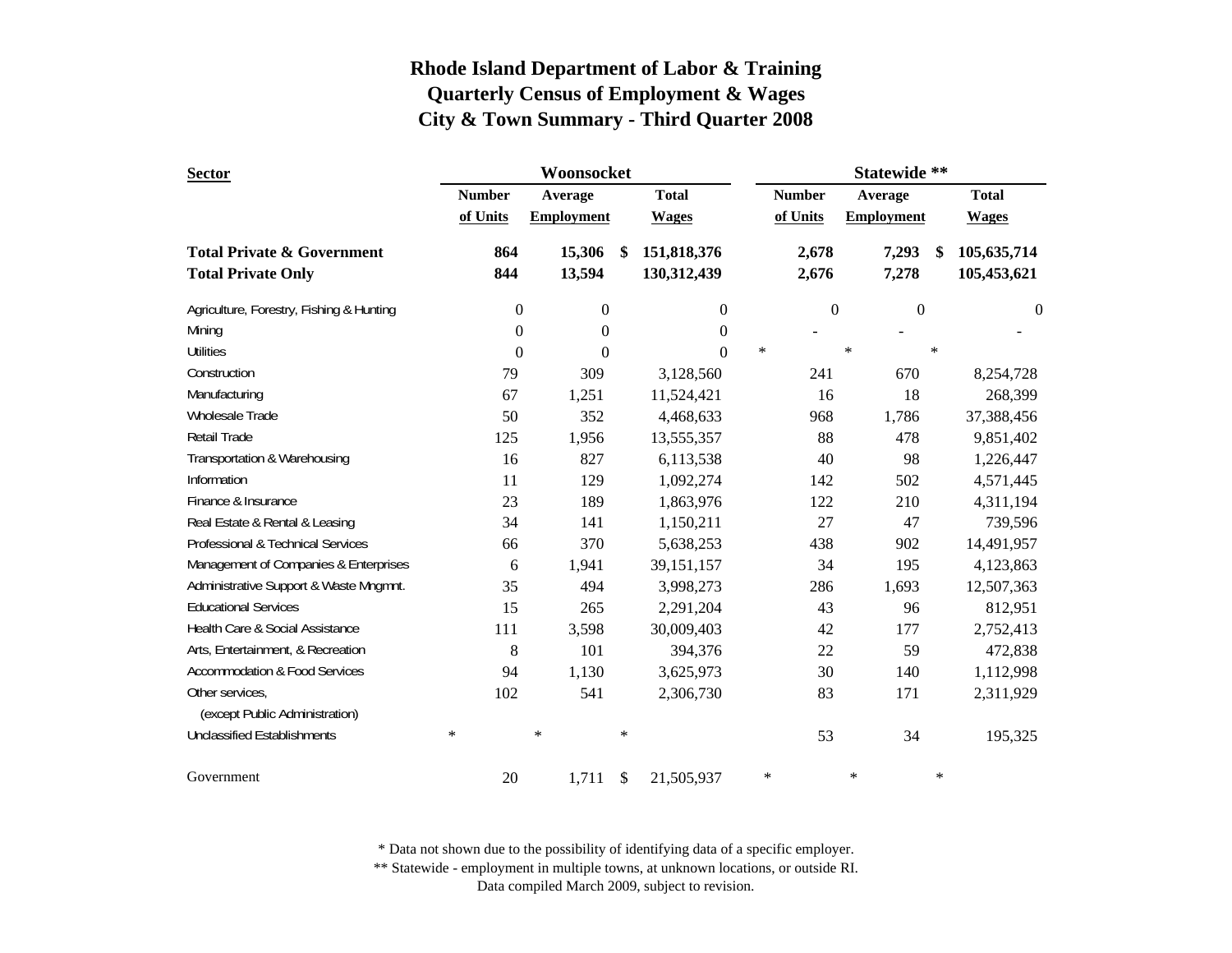# Rhode Island Department of Labor & Training
## Quarterly Census of Employment & Wages
## City & Town Summary - Third Quarter 2008

| Sector | Woonsocket | | | Statewide ** | | |
|---|---|---|---|---|---|---|
| | Number of Units | Average Employment | Total Wages | Number of Units | Average Employment | Total Wages |
| **Total Private & Government** | **864** | **15,306** | **$ 151,818,376** | **2,678** | **7,293** | **$ 105,635,714** |
| **Total Private Only** | **844** | **13,594** | **130,312,439** | **2,676** | **7,278** | **105,453,621** |
| Agriculture, Forestry, Fishing & Hunting | 0 | 0 | 0 | 0 | 0 | 0 |
| Mining | 0 | 0 | 0 | - | - | - |
| Utilities | 0 | 0 | 0 | * | * | * |
| Construction | 79 | 309 | 3,128,560 | 241 | 670 | 8,254,728 |
| Manufacturing | 67 | 1,251 | 11,524,421 | 16 | 18 | 268,399 |
| Wholesale Trade | 50 | 352 | 4,468,633 | 968 | 1,786 | 37,388,456 |
| Retail Trade | 125 | 1,956 | 13,555,357 | 88 | 478 | 9,851,402 |
| Transportation & Warehousing | 16 | 827 | 6,113,538 | 40 | 98 | 1,226,447 |
| Information | 11 | 129 | 1,092,274 | 142 | 502 | 4,571,445 |
| Finance & Insurance | 23 | 189 | 1,863,976 | 122 | 210 | 4,311,194 |
| Real Estate & Rental & Leasing | 34 | 141 | 1,150,211 | 27 | 47 | 739,596 |
| Professional & Technical Services | 66 | 370 | 5,638,253 | 438 | 902 | 14,491,957 |
| Management of Companies & Enterprises | 6 | 1,941 | 39,151,157 | 34 | 195 | 4,123,863 |
| Administrative Support & Waste Mngmnt. | 35 | 494 | 3,998,273 | 286 | 1,693 | 12,507,363 |
| Educational Services | 15 | 265 | 2,291,204 | 43 | 96 | 812,951 |
| Health Care & Social Assistance | 111 | 3,598 | 30,009,403 | 42 | 177 | 2,752,413 |
| Arts, Entertainment, & Recreation | 8 | 101 | 394,376 | 22 | 59 | 472,838 |
| Accommodation & Food Services | 94 | 1,130 | 3,625,973 | 30 | 140 | 1,112,998 |
| Other services, (except Public Administration) | 102 | 541 | 2,306,730 | 83 | 171 | 2,311,929 |
| Unclassified Establishments | * | * | * | 53 | 34 | 195,325 |
| Government | 20 | 1,711 | $ 21,505,937 | * | * | * |

\* Data not shown due to the possibility of identifying data of a specific employer.
\*\* Statewide - employment in multiple towns, at unknown locations, or outside RI.
Data compiled March 2009, subject to revision.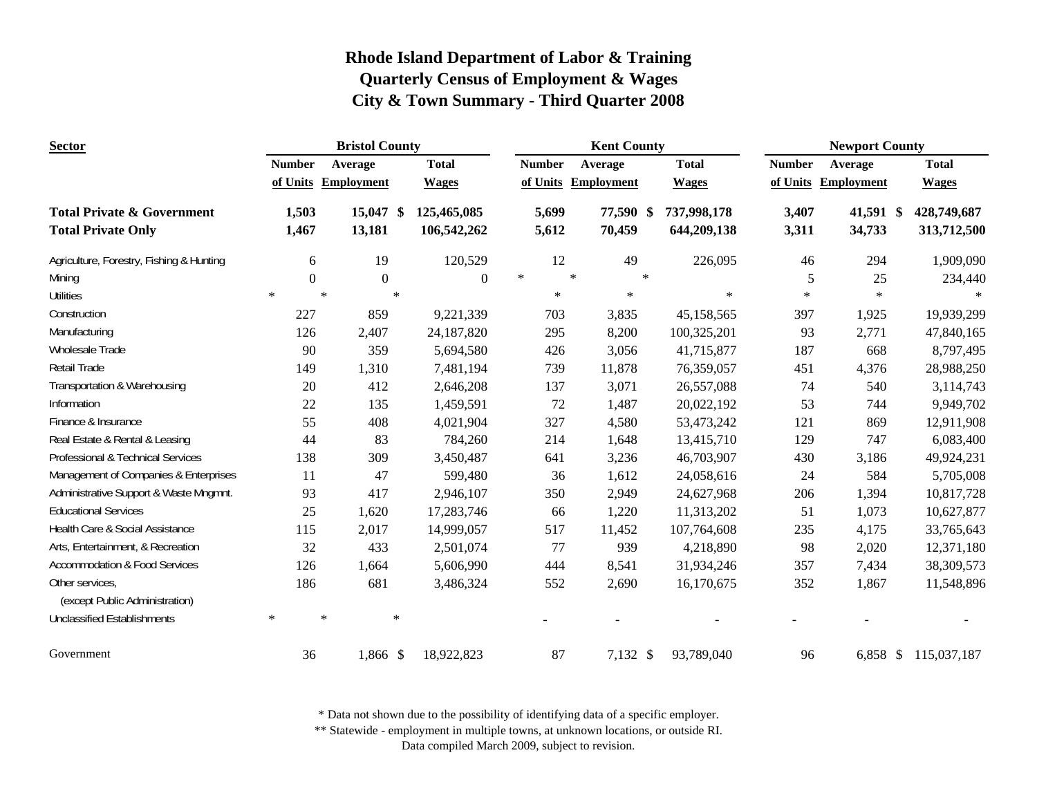# Rhode Island Department of Labor & Training
## Quarterly Census of Employment & Wages
## City & Town Summary - Third Quarter 2008

| Sector | Bristol County | | | Kent County | | | Newport County | | |
|---|---|---|---|---|---|---|---|---|---|
| | Number of Units | Average Employment | Total Wages | Number of Units | Average Employment | Total Wages | Number of Units | Average Employment | Total Wages |
| **Total Private & Government** | **1,503** | **15,047** | **$ 125,465,085** | **5,699** | **77,590** | **$ 737,998,178** | **3,407** | **41,591** | **$ 428,749,687** |
| **Total Private Only** | **1,467** | **13,181** | **106,542,262** | **5,612** | **70,459** | **644,209,138** | **3,311** | **34,733** | **313,712,500** |
| Agriculture, Forestry, Fishing & Hunting | 6 | 19 | 120,529 | 12 | 49 | 226,095 | 46 | 294 | 1,909,090 |
| Mining | 0 | 0 | 0 | * | * | * | 5 | 25 | 234,440 |
| Utilities | * | * | * | * | * | * | * | * | * |
| Construction | 227 | 859 | 9,221,339 | 703 | 3,835 | 45,158,565 | 397 | 1,925 | 19,939,299 |
| Manufacturing | 126 | 2,407 | 24,187,820 | 295 | 8,200 | 100,325,201 | 93 | 2,771 | 47,840,165 |
| Wholesale Trade | 90 | 359 | 5,694,580 | 426 | 3,056 | 41,715,877 | 187 | 668 | 8,797,495 |
| Retail Trade | 149 | 1,310 | 7,481,194 | 739 | 11,878 | 76,359,057 | 451 | 4,376 | 28,988,250 |
| Transportation & Warehousing | 20 | 412 | 2,646,208 | 137 | 3,071 | 26,557,088 | 74 | 540 | 3,114,743 |
| Information | 22 | 135 | 1,459,591 | 72 | 1,487 | 20,022,192 | 53 | 744 | 9,949,702 |
| Finance & Insurance | 55 | 408 | 4,021,904 | 327 | 4,580 | 53,473,242 | 121 | 869 | 12,911,908 |
| Real Estate & Rental & Leasing | 44 | 83 | 784,260 | 214 | 1,648 | 13,415,710 | 129 | 747 | 6,083,400 |
| Professional & Technical Services | 138 | 309 | 3,450,487 | 641 | 3,236 | 46,703,907 | 430 | 3,186 | 49,924,231 |
| Management of Companies & Enterprises | 11 | 47 | 599,480 | 36 | 1,612 | 24,058,616 | 24 | 584 | 5,705,008 |
| Administrative Support & Waste Mngmnt. | 93 | 417 | 2,946,107 | 350 | 2,949 | 24,627,968 | 206 | 1,394 | 10,817,728 |
| Educational Services | 25 | 1,620 | 17,283,746 | 66 | 1,220 | 11,313,202 | 51 | 1,073 | 10,627,877 |
| Health Care & Social Assistance | 115 | 2,017 | 14,999,057 | 517 | 11,452 | 107,764,608 | 235 | 4,175 | 33,765,643 |
| Arts, Entertainment, & Recreation | 32 | 433 | 2,501,074 | 77 | 939 | 4,218,890 | 98 | 2,020 | 12,371,180 |
| Accommodation & Food Services | 126 | 1,664 | 5,606,990 | 444 | 8,541 | 31,934,246 | 357 | 7,434 | 38,309,573 |
| Other services, (except Public Administration) | 186 | 681 | 3,486,324 | 552 | 2,690 | 16,170,675 | 352 | 1,867 | 11,548,896 |
| Unclassified Establishments | * | * | * | - | - | - | - | - | - |
| Government | 36 | 1,866 | $ 18,922,823 | 87 | 7,132 | $ 93,789,040 | 96 | 6,858 | $ 115,037,187 |

\* Data not shown due to the possibility of identifying data of a specific employer.

\*\* Statewide - employment in multiple towns, at unknown locations, or outside RI.

Data compiled March 2009, subject to revision.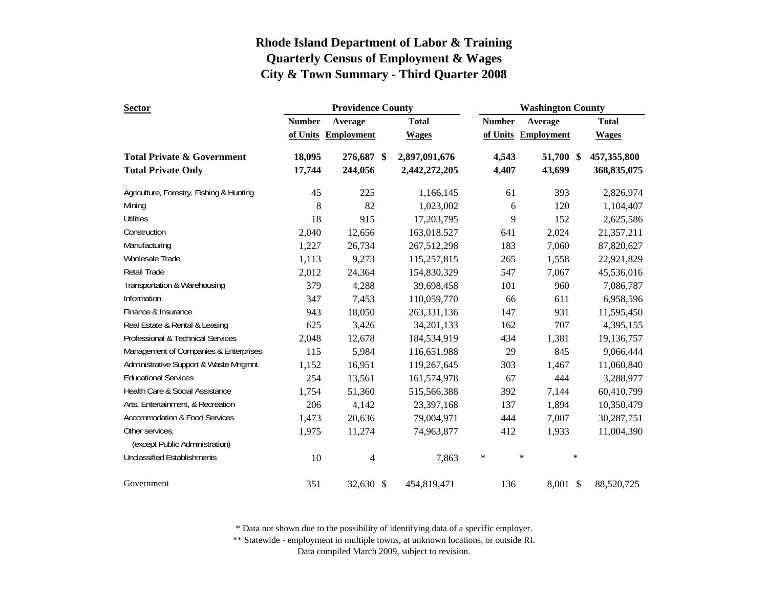# Rhode Island Department of Labor & Training
## Quarterly Census of Employment & Wages
## City & Town Summary - Third Quarter 2008

| Sector | Providence County | | | Washington County | | |
|---|---|---|---|---|---|---|
| | Number of Units | Average Employment | Total Wages | Number of Units | Average Employment | Total Wages |
| **Total Private & Government** | **18,095** | **276,687** | **$ 2,897,091,676** | **4,543** | **51,700** | **$ 457,355,800** |
| **Total Private Only** | **17,744** | **244,056** | **2,442,272,205** | **4,407** | **43,699** | **368,835,075** |
| Agriculture, Forestry, Fishing & Hunting | 45 | 225 | 1,166,145 | 61 | 393 | 2,826,974 |
| Mining | 8 | 82 | 1,023,002 | 6 | 120 | 1,104,407 |
| Utilities | 18 | 915 | 17,203,795 | 9 | 152 | 2,625,586 |
| Construction | 2,040 | 12,656 | 163,018,527 | 641 | 2,024 | 21,357,211 |
| Manufacturing | 1,227 | 26,734 | 267,512,298 | 183 | 7,060 | 87,820,627 |
| Wholesale Trade | 1,113 | 9,273 | 115,257,815 | 265 | 1,558 | 22,921,829 |
| Retail Trade | 2,012 | 24,364 | 154,830,329 | 547 | 7,067 | 45,536,016 |
| Transportation & Warehousing | 379 | 4,288 | 39,698,458 | 101 | 960 | 7,086,787 |
| Information | 347 | 7,453 | 110,059,770 | 66 | 611 | 6,958,596 |
| Finance & Insurance | 943 | 18,050 | 263,331,136 | 147 | 931 | 11,595,450 |
| Real Estate & Rental & Leasing | 625 | 3,426 | 34,201,133 | 162 | 707 | 4,395,155 |
| Professional & Technical Services | 2,048 | 12,678 | 184,534,919 | 434 | 1,381 | 19,136,757 |
| Management of Companies & Enterprises | 115 | 5,984 | 116,651,988 | 29 | 845 | 9,066,444 |
| Administrative Support & Waste Mngmnt. | 1,152 | 16,951 | 119,267,645 | 303 | 1,467 | 11,060,840 |
| Educational Services | 254 | 13,561 | 161,574,978 | 67 | 444 | 3,288,977 |
| Health Care & Social Assistance | 1,754 | 51,360 | 515,566,388 | 392 | 7,144 | 60,410,799 |
| Arts, Entertainment, & Recreation | 206 | 4,142 | 23,397,168 | 137 | 1,894 | 10,350,479 |
| Accommodation & Food Services | 1,473 | 20,636 | 79,004,971 | 444 | 7,007 | 30,287,751 |
| Other services, (except Public Administration) | 1,975 | 11,274 | 74,963,877 | 412 | 1,933 | 11,004,390 |
| Unclassified Establishments | 10 | 4 | 7,863 | * | * | * |
| Government | 351 | 32,630 | $ 454,819,471 | 136 | 8,001 | $ 88,520,725 |

\* Data not shown due to the possibility of identifying data of a specific employer.

** Statewide - employment in multiple towns, at unknown locations, or outside RI.

Data compiled March 2009, subject to revision.